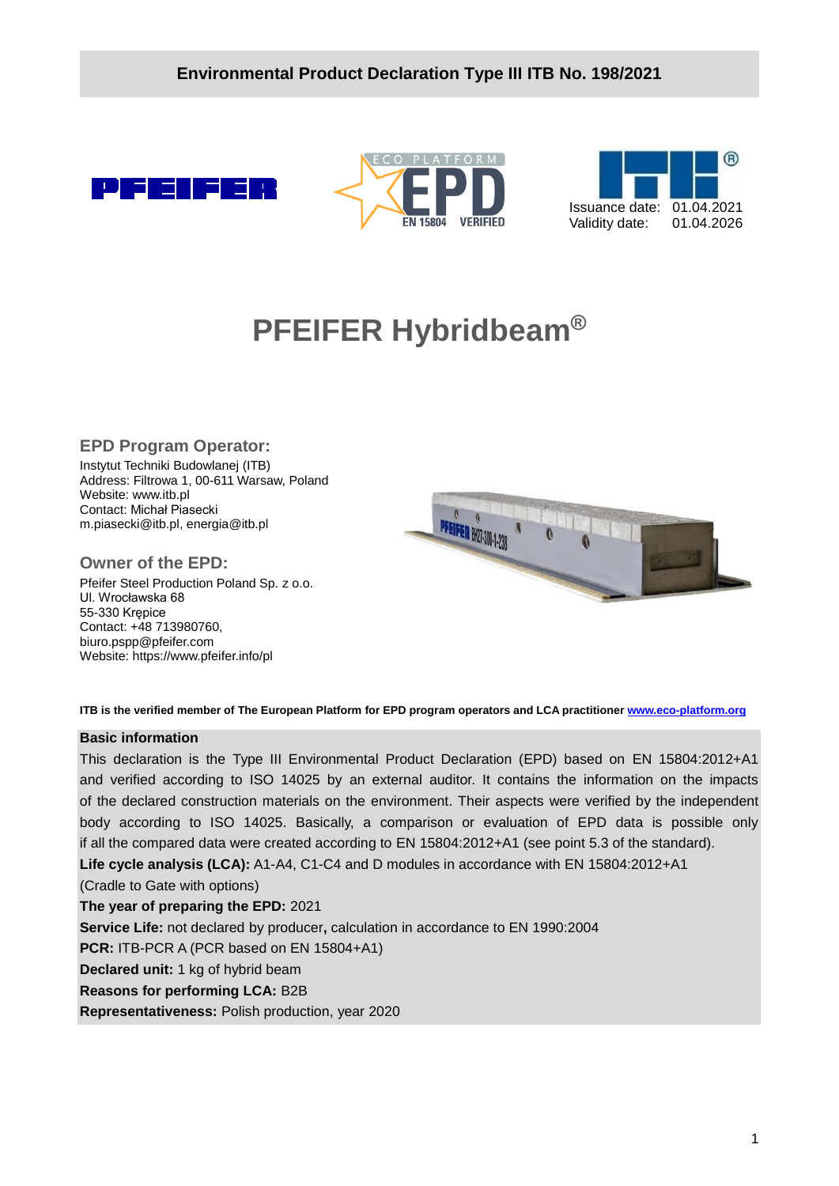**Environmental Product Declaration Type III ITB No. 198/2021**

Issuance date: 01.04.2021
Validity date: 01.04.2026

# PFEIFER Hybridbeam®

## EPD Program Operator:

Instytut Techniki Budowlanej (ITB)
Address: Filtrowa 1, 00-611 Warsaw, Poland
Website: www.itb.pl
Contact: Michał Piasecki
m.piasecki@itb.pl, energia@itb.pl

## Owner of the EPD:

Pfeifer Steel Production Poland Sp. z o.o.
Ul. Wrocławska 68
55-330 Krępice
Contact: +48 713980760,
biuro.pspp@pfeifer.com
Website: https://www.pfeifer.info/pl

**ITB is the verified member of The European Platform for EPD program operators and LCA practitioner www.eco-platform.org**

**Basic information**

This declaration is the Type III Environmental Product Declaration (EPD) based on EN 15804:2012+A1 and verified according to ISO 14025 by an external auditor. It contains the information on the impacts of the declared construction materials on the environment. Their aspects were verified by the independent body according to ISO 14025. Basically, a comparison or evaluation of EPD data is possible only if all the compared data were created according to EN 15804:2012+A1 (see point 5.3 of the standard).

**Life cycle analysis (LCA):** A1-A4, C1-C4 and D modules in accordance with EN 15804:2012+A1 (Cradle to Gate with options)

**The year of preparing the EPD:** 2021

**Service Life:** not declared by producer**,** calculation in accordance to EN 1990:2004

**PCR:** ITB-PCR A (PCR based on EN 15804+A1)

**Declared unit:** 1 kg of hybrid beam

**Reasons for performing LCA:** B2B

**Representativeness:** Polish production, year 2020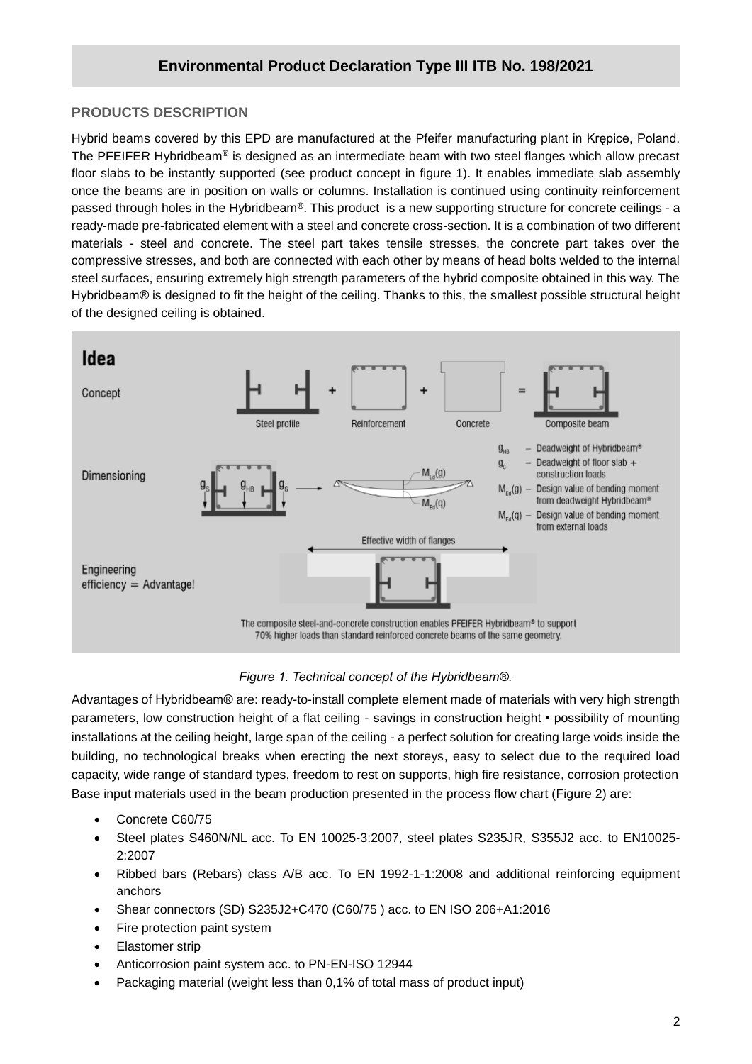## PRODUCTS DESCRIPTION

Hybrid beams covered by this EPD are manufactured at the Pfeifer manufacturing plant in Krępice, Poland. The PFEIFER Hybridbeam® is designed as an intermediate beam with two steel flanges which allow precast floor slabs to be instantly supported (see product concept in figure 1). It enables immediate slab assembly once the beams are in position on walls or columns. Installation is continued using continuity reinforcement passed through holes in the Hybridbeam®. This product is a new supporting structure for concrete ceilings - a ready-made pre-fabricated element with a steel and concrete cross-section. It is a combination of two different materials - steel and concrete. The steel part takes tensile stresses, the concrete part takes over the compressive stresses, and both are connected with each other by means of head bolts welded to the internal steel surfaces, ensuring extremely high strength parameters of the hybrid composite obtained in this way. The Hybridbeam® is designed to fit the height of the ceiling. Thanks to this, the smallest possible structural height of the designed ceiling is obtained.

*Figure 1. Technical concept of the Hybridbeam®.*

Advantages of Hybridbeam® are: ready-to-install complete element made of materials with very high strength parameters, low construction height of a flat ceiling - savings in construction height • possibility of mounting installations at the ceiling height, large span of the ceiling - a perfect solution for creating large voids inside the building, no technological breaks when erecting the next storeys, easy to select due to the required load capacity, wide range of standard types, freedom to rest on supports, high fire resistance, corrosion protection Base input materials used in the beam production presented in the process flow chart (Figure 2) are:

- Concrete C60/75
- Steel plates S460N/NL acc. To EN 10025-3:2007, steel plates S235JR, S355J2 acc. to EN10025-2:2007
- Ribbed bars (Rebars) class A/B acc. To EN 1992-1-1:2008 and additional reinforcing equipment anchors
- Shear connectors (SD) S235J2+C470 (C60/75 ) acc. to EN ISO 206+A1:2016
- Fire protection paint system
- Elastomer strip
- Anticorrosion paint system acc. to PN-EN-ISO 12944
- Packaging material (weight less than 0,1% of total mass of product input)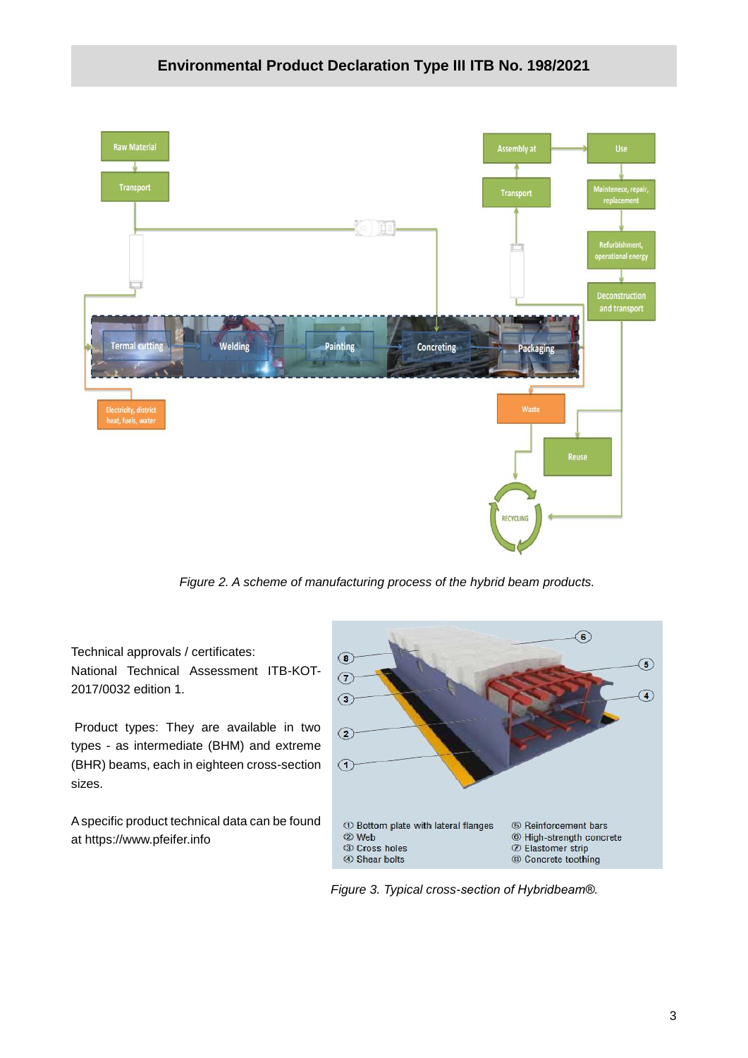*Figure 2. A scheme of manufacturing process of the hybrid beam products.*

Technical approvals / certificates:
National Technical Assessment ITB-KOT-2017/0032 edition 1.

Product types: They are available in two types - as intermediate (BHM) and extreme (BHR) beams, each in eighteen cross-section sizes.

A specific product technical data can be found at https://www.pfeifer.info

*Figure 3. Typical cross-section of Hybridbeam®.*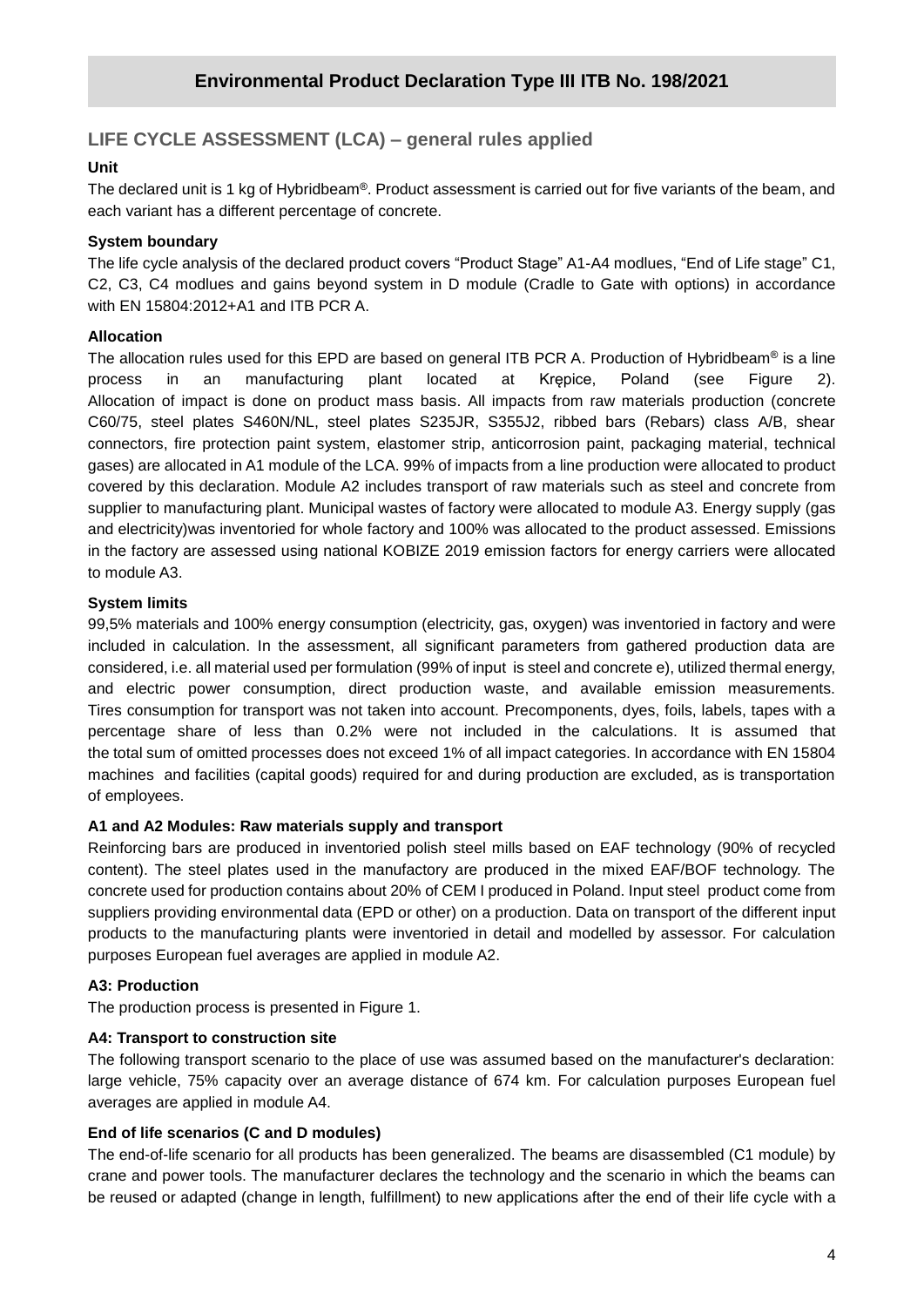## LIFE CYCLE ASSESSMENT (LCA) – general rules applied

### Unit

The declared unit is 1 kg of Hybridbeam®. Product assessment is carried out for five variants of the beam, and each variant has a different percentage of concrete.

### System boundary

The life cycle analysis of the declared product covers "Product Stage" A1-A4 modlues, "End of Life stage" C1, C2, C3, C4 modlues and gains beyond system in D module (Cradle to Gate with options) in accordance with EN 15804:2012+A1 and ITB PCR A.

### Allocation

The allocation rules used for this EPD are based on general ITB PCR A. Production of Hybridbeam® is a line process in an manufacturing plant located at Krępice, Poland (see Figure 2). Allocation of impact is done on product mass basis. All impacts from raw materials production (concrete C60/75, steel plates S460N/NL, steel plates S235JR, S355J2, ribbed bars (Rebars) class A/B, shear connectors, fire protection paint system, elastomer strip, anticorrosion paint, packaging material, technical gases) are allocated in A1 module of the LCA. 99% of impacts from a line production were allocated to product covered by this declaration. Module A2 includes transport of raw materials such as steel and concrete from supplier to manufacturing plant. Municipal wastes of factory were allocated to module A3. Energy supply (gas and electricity)was inventoried for whole factory and 100% was allocated to the product assessed. Emissions in the factory are assessed using national KOBIZE 2019 emission factors for energy carriers were allocated to module A3.

### System limits

99,5% materials and 100% energy consumption (electricity, gas, oxygen) was inventoried in factory and were included in calculation. In the assessment, all significant parameters from gathered production data are considered, i.e. all material used per formulation (99% of input is steel and concrete e), utilized thermal energy, and electric power consumption, direct production waste, and available emission measurements. Tires consumption for transport was not taken into account. Precomponents, dyes, foils, labels, tapes with a percentage share of less than 0.2% were not included in the calculations. It is assumed that the total sum of omitted processes does not exceed 1% of all impact categories. In accordance with EN 15804 machines and facilities (capital goods) required for and during production are excluded, as is transportation of employees.

### A1 and A2 Modules: Raw materials supply and transport

Reinforcing bars are produced in inventoried polish steel mills based on EAF technology (90% of recycled content). The steel plates used in the manufactory are produced in the mixed EAF/BOF technology. The concrete used for production contains about 20% of CEM I produced in Poland. Input steel product come from suppliers providing environmental data (EPD or other) on a production. Data on transport of the different input products to the manufacturing plants were inventoried in detail and modelled by assessor. For calculation purposes European fuel averages are applied in module A2.

### A3: Production

The production process is presented in Figure 1.

### A4: Transport to construction site

The following transport scenario to the place of use was assumed based on the manufacturer's declaration: large vehicle, 75% capacity over an average distance of 674 km. For calculation purposes European fuel averages are applied in module A4.

### End of life scenarios (C and D modules)

The end-of-life scenario for all products has been generalized. The beams are disassembled (C1 module) by crane and power tools. The manufacturer declares the technology and the scenario in which the beams can be reused or adapted (change in length, fulfillment) to new applications after the end of their life cycle with a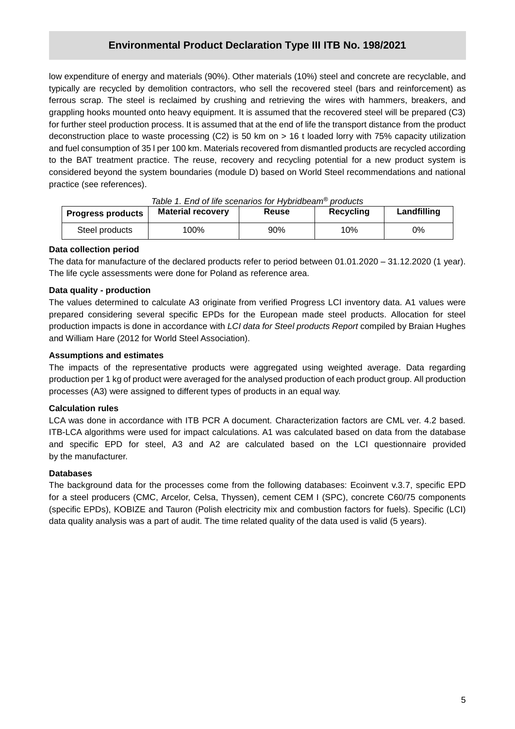low expenditure of energy and materials (90%). Other materials (10%) steel and concrete are recyclable, and typically are recycled by demolition contractors, who sell the recovered steel (bars and reinforcement) as ferrous scrap. The steel is reclaimed by crushing and retrieving the wires with hammers, breakers, and grappling hooks mounted onto heavy equipment. It is assumed that the recovered steel will be prepared (C3) for further steel production process. It is assumed that at the end of life the transport distance from the product deconstruction place to waste processing (C2) is 50 km on > 16 t loaded lorry with 75% capacity utilization and fuel consumption of 35 l per 100 km. Materials recovered from dismantled products are recycled according to the BAT treatment practice. The reuse, recovery and recycling potential for a new product system is considered beyond the system boundaries (module D) based on World Steel recommendations and national practice (see references).

*Table 1. End of life scenarios for Hybridbeam® products*

| Progress products | Material recovery | Reuse | Recycling | Landfilling |
| --- | --- | --- | --- | --- |
| Steel products | 100% | 90% | 10% | 0% |

**Data collection period**

The data for manufacture of the declared products refer to period between 01.01.2020 – 31.12.2020 (1 year). The life cycle assessments were done for Poland as reference area.

**Data quality - production**

The values determined to calculate A3 originate from verified Progress LCI inventory data. A1 values were prepared considering several specific EPDs for the European made steel products. Allocation for steel production impacts is done in accordance with *LCI data for Steel products Report* compiled by Braian Hughes and William Hare (2012 for World Steel Association).

**Assumptions and estimates**

The impacts of the representative products were aggregated using weighted average. Data regarding production per 1 kg of product were averaged for the analysed production of each product group. All production processes (A3) were assigned to different types of products in an equal way.

**Calculation rules**

LCA was done in accordance with ITB PCR A document. Characterization factors are CML ver. 4.2 based. ITB-LCA algorithms were used for impact calculations. A1 was calculated based on data from the database and specific EPD for steel, A3 and A2 are calculated based on the LCI questionnaire provided by the manufacturer.

**Databases**

The background data for the processes come from the following databases: Ecoinvent v.3.7, specific EPD for a steel producers (CMC, Arcelor, Celsa, Thyssen), cement CEM I (SPC), concrete C60/75 components (specific EPDs), KOBIZE and Tauron (Polish electricity mix and combustion factors for fuels). Specific (LCI) data quality analysis was a part of audit. The time related quality of the data used is valid (5 years).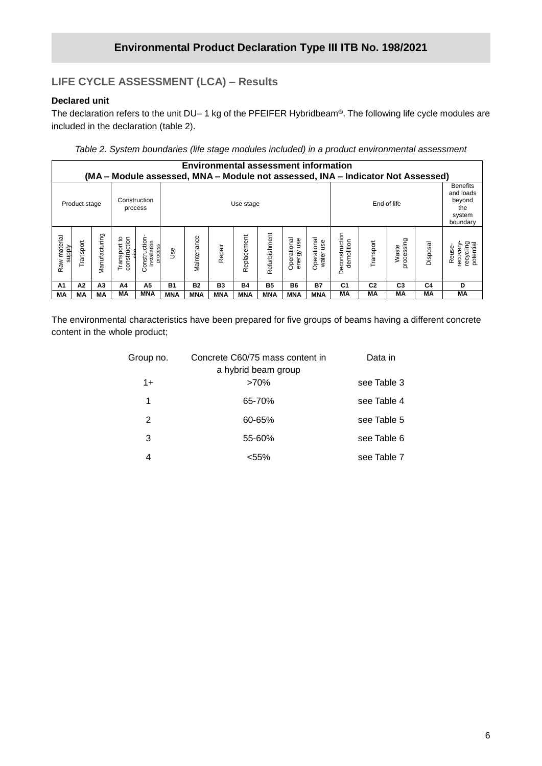## LIFE CYCLE ASSESSMENT (LCA) – Results

**Declared unit**

The declaration refers to the unit DU– 1 kg of the PFEIFER Hybridbeam®. The following life cycle modules are included in the declaration (table 2).

*Table 2. System boundaries (life stage modules included) in a product environmental assessment*

| Environmental assessment information (MA – Module assessed, MNA – Module not assessed, INA – Indicator Not Assessed) | | | | | | | | | | | | | | | | |
|---|---|---|---|---|---|---|---|---|---|---|---|---|---|---|---|---|
| Product stage | | | Construction process | | Use stage | | | | | | | End of life | | | | Benefits and loads beyond the system boundary |
| Raw material supply | Transport | Manufacturing | Transport to construction site | Construction-installation process | Use | Maintenance | Repair | Replacement | Refurbishment | Operational energy use | Operational water use | Deconstruction demolition | Transport | Waste processing | Disposal | Reuse-recovery-recycling potential |
| A1 | A2 | A3 | A4 | A5 | B1 | B2 | B3 | B4 | B5 | B6 | B7 | C1 | C2 | C3 | C4 | D |
| MA | MA | MA | MA | MNA | MNA | MNA | MNA | MNA | MNA | MNA | MNA | MA | MA | MA | MA | MA |

The environmental characteristics have been prepared for five groups of beams having a different concrete content in the whole product;

| Group no. | Concrete C60/75 mass content in a hybrid beam group | Data in |
|---|---|---|
| 1+ | >70% | see Table 3 |
| 1 | 65-70% | see Table 4 |
| 2 | 60-65% | see Table 5 |
| 3 | 55-60% | see Table 6 |
| 4 | <55% | see Table 7 |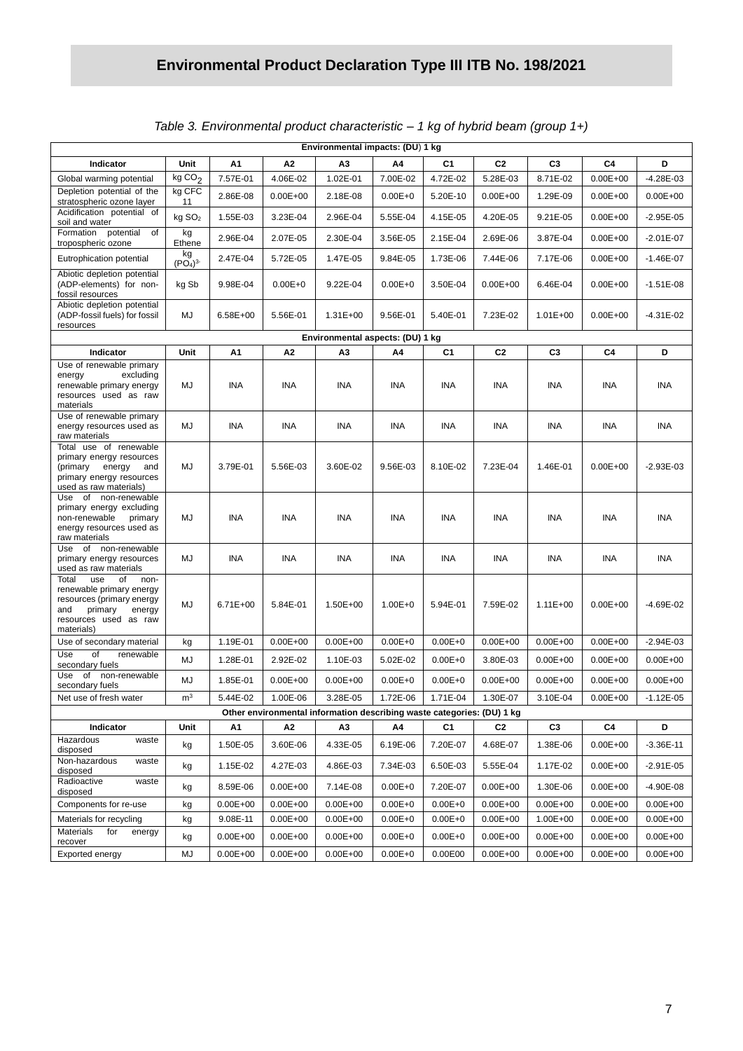# Environmental Product Declaration Type III ITB No. 198/2021

*Table 3. Environmental product characteristic – 1 kg of hybrid beam (group 1+)*

| Environmental impacts: (DU) 1 kg | | | | | | | | | | |
|---|---|---|---|---|---|---|---|---|---|---|
| **Indicator** | **Unit** | **A1** | **A2** | **A3** | **A4** | **C1** | **C2** | **C3** | **C4** | **D** |
| Global warming potential | kg $CO_2$ | 7.57E-01 | 4.06E-02 | 1.02E-01 | 7.00E-02 | 4.72E-02 | 5.28E-03 | 8.71E-02 | 0.00E+00 | -4.28E-03 |
| Depletion potential of the stratospheric ozone layer | kg CFC 11 | 2.86E-08 | 0.00E+00 | 2.18E-08 | 0.00E+0 | 5.20E-10 | 0.00E+00 | 1.29E-09 | 0.00E+00 | 0.00E+00 |
| Acidification potential of soil and water | kg $SO_2$ | 1.55E-03 | 3.23E-04 | 2.96E-04 | 5.55E-04 | 4.15E-05 | 4.20E-05 | 9.21E-05 | 0.00E+00 | -2.95E-05 |
| Formation potential of tropospheric ozone | kg Ethene | 2.96E-04 | 2.07E-05 | 2.30E-04 | 3.56E-05 | 2.15E-04 | 2.69E-06 | 3.87E-04 | 0.00E+00 | -2.01E-07 |
| Eutrophication potential | kg $(PO_4)^{3-}$ | 2.47E-04 | 5.72E-05 | 1.47E-05 | 9.84E-05 | 1.73E-06 | 7.44E-06 | 7.17E-06 | 0.00E+00 | -1.46E-07 |
| Abiotic depletion potential (ADP-elements) for non-fossil resources | kg Sb | 9.98E-04 | 0.00E+0 | 9.22E-04 | 0.00E+0 | 3.50E-04 | 0.00E+00 | 6.46E-04 | 0.00E+00 | -1.51E-08 |
| Abiotic depletion potential (ADP-fossil fuels) for fossil resources | MJ | 6.58E+00 | 5.56E-01 | 1.31E+00 | 9.56E-01 | 5.40E-01 | 7.23E-02 | 1.01E+00 | 0.00E+00 | -4.31E-02 |
| **Environmental aspects: (DU) 1 kg** | | | | | | | | | | |
| **Indicator** | **Unit** | **A1** | **A2** | **A3** | **A4** | **C1** | **C2** | **C3** | **C4** | **D** |
| Use of renewable primary energy excluding renewable primary energy resources used as raw materials | MJ | INA | INA | INA | INA | INA | INA | INA | INA | INA |
| Use of renewable primary energy resources used as raw materials | MJ | INA | INA | INA | INA | INA | INA | INA | INA | INA |
| Total use of renewable primary energy resources (primary energy and primary energy resources used as raw materials) | MJ | 3.79E-01 | 5.56E-03 | 3.60E-02 | 9.56E-03 | 8.10E-02 | 7.23E-04 | 1.46E-01 | 0.00E+00 | -2.93E-03 |
| Use of non-renewable primary energy excluding non-renewable primary energy resources used as raw materials | MJ | INA | INA | INA | INA | INA | INA | INA | INA | INA |
| Use of non-renewable primary energy resources used as raw materials | MJ | INA | INA | INA | INA | INA | INA | INA | INA | INA |
| Total use of non-renewable primary energy resources (primary energy and primary energy resources used as raw materials) | MJ | 6.71E+00 | 5.84E-01 | 1.50E+00 | 1.00E+0 | 5.94E-01 | 7.59E-02 | 1.11E+00 | 0.00E+00 | -4.69E-02 |
| Use of secondary material | kg | 1.19E-01 | 0.00E+00 | 0.00E+00 | 0.00E+0 | 0.00E+0 | 0.00E+00 | 0.00E+00 | 0.00E+00 | -2.94E-03 |
| Use of renewable secondary fuels | MJ | 1.28E-01 | 2.92E-02 | 1.10E-03 | 5.02E-02 | 0.00E+0 | 3.80E-03 | 0.00E+00 | 0.00E+00 | 0.00E+00 |
| Use of non-renewable secondary fuels | MJ | 1.85E-01 | 0.00E+00 | 0.00E+00 | 0.00E+0 | 0.00E+0 | 0.00E+00 | 0.00E+00 | 0.00E+00 | 0.00E+00 |
| Net use of fresh water | $m^3$ | 5.44E-02 | 1.00E-06 | 3.28E-05 | 1.72E-06 | 1.71E-04 | 1.30E-07 | 3.10E-04 | 0.00E+00 | -1.12E-05 |
| **Other environmental information describing waste categories: (DU) 1 kg** | | | | | | | | | | |
| **Indicator** | **Unit** | **A1** | **A2** | **A3** | **A4** | **C1** | **C2** | **C3** | **C4** | **D** |
| Hazardous waste disposed | kg | 1.50E-05 | 3.60E-06 | 4.33E-05 | 6.19E-06 | 7.20E-07 | 4.68E-07 | 1.38E-06 | 0.00E+00 | -3.36E-11 |
| Non-hazardous waste disposed | kg | 1.15E-02 | 4.27E-03 | 4.86E-03 | 7.34E-03 | 6.50E-03 | 5.55E-04 | 1.17E-02 | 0.00E+00 | -2.91E-05 |
| Radioactive waste disposed | kg | 8.59E-06 | 0.00E+00 | 7.14E-08 | 0.00E+0 | 7.20E-07 | 0.00E+00 | 1.30E-06 | 0.00E+00 | -4.90E-08 |
| Components for re-use | kg | 0.00E+00 | 0.00E+00 | 0.00E+00 | 0.00E+0 | 0.00E+0 | 0.00E+00 | 0.00E+00 | 0.00E+00 | 0.00E+00 |
| Materials for recycling | kg | 9.08E-11 | 0.00E+00 | 0.00E+00 | 0.00E+0 | 0.00E+0 | 0.00E+00 | 1.00E+00 | 0.00E+00 | 0.00E+00 |
| Materials for energy recover | kg | 0.00E+00 | 0.00E+00 | 0.00E+00 | 0.00E+0 | 0.00E+0 | 0.00E+00 | 0.00E+00 | 0.00E+00 | 0.00E+00 |
| Exported energy | MJ | 0.00E+00 | 0.00E+00 | 0.00E+00 | 0.00E+0 | 0.00E00 | 0.00E+00 | 0.00E+00 | 0.00E+00 | 0.00E+00 |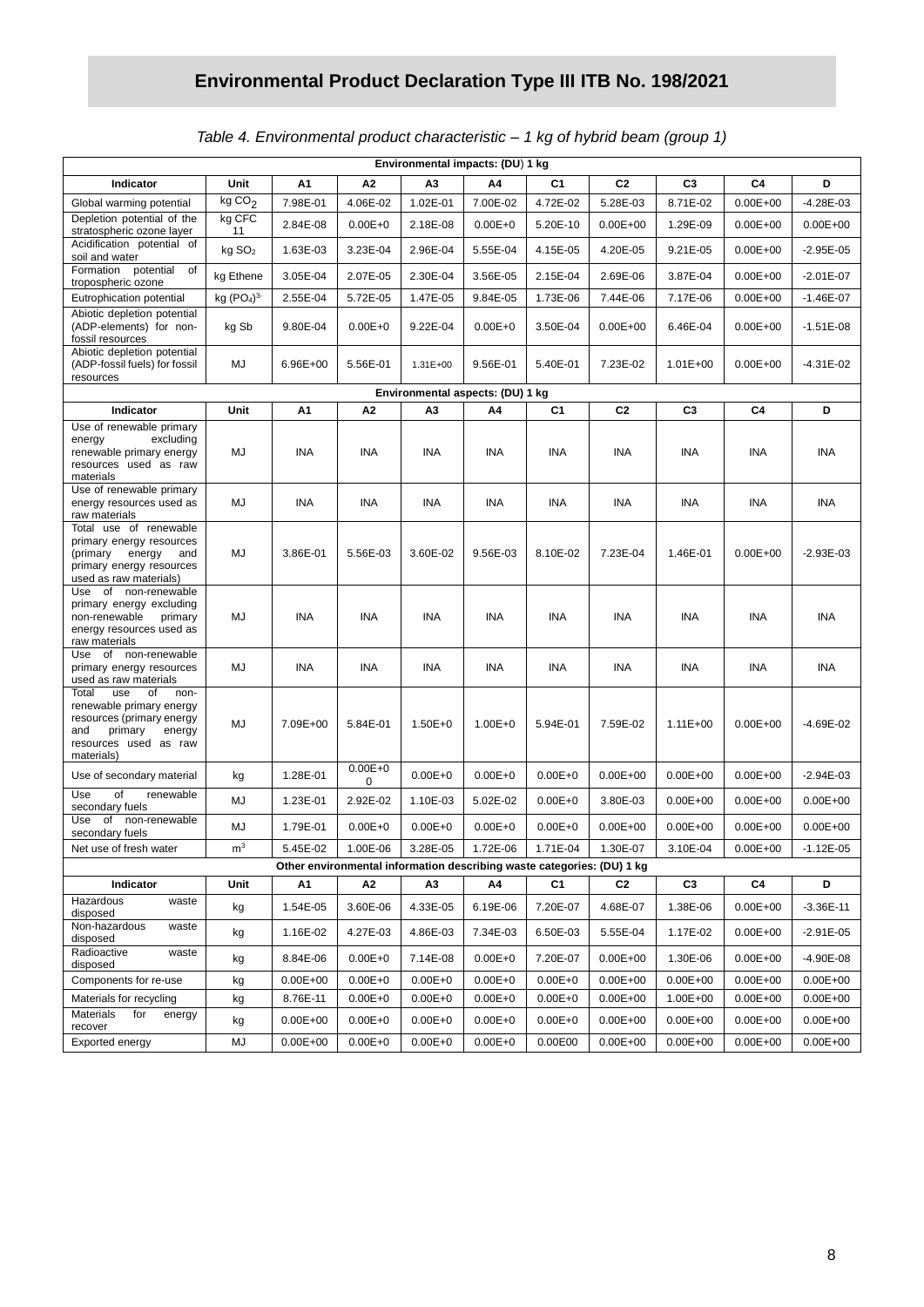# Environmental Product Declaration Type III ITB No. 198/2021

*Table 4. Environmental product characteristic – 1 kg of hybrid beam (group 1)*

| Environmental impacts: (DU) 1 kg | | | | | | | | | | |
|---|---|---|---|---|---|---|---|---|---|---|
| **Indicator** | **Unit** | **A1** | **A2** | **A3** | **A4** | **C1** | **C2** | **C3** | **C4** | **D** |
| Global warming potential | kg $CO_2$ | 7.98E-01 | 4.06E-02 | 1.02E-01 | 7.00E-02 | 4.72E-02 | 5.28E-03 | 8.71E-02 | 0.00E+00 | -4.28E-03 |
| Depletion potential of the stratospheric ozone layer | kg CFC 11 | 2.84E-08 | 0.00E+0 | 2.18E-08 | 0.00E+0 | 5.20E-10 | 0.00E+00 | 1.29E-09 | 0.00E+00 | 0.00E+00 |
| Acidification potential of soil and water | kg $SO_2$ | 1.63E-03 | 3.23E-04 | 2.96E-04 | 5.55E-04 | 4.15E-05 | 4.20E-05 | 9.21E-05 | 0.00E+00 | -2.95E-05 |
| Formation potential of tropospheric ozone | kg Ethene | 3.05E-04 | 2.07E-05 | 2.30E-04 | 3.56E-05 | 2.15E-04 | 2.69E-06 | 3.87E-04 | 0.00E+00 | -2.01E-07 |
| Eutrophication potential | kg $(PO_4)^{3-}$ | 2.55E-04 | 5.72E-05 | 1.47E-05 | 9.84E-05 | 1.73E-06 | 7.44E-06 | 7.17E-06 | 0.00E+00 | -1.46E-07 |
| Abiotic depletion potential (ADP-elements) for non-fossil resources | kg Sb | 9.80E-04 | 0.00E+0 | 9.22E-04 | 0.00E+0 | 3.50E-04 | 0.00E+00 | 6.46E-04 | 0.00E+00 | -1.51E-08 |
| Abiotic depletion potential (ADP-fossil fuels) for fossil resources | MJ | 6.96E+00 | 5.56E-01 | 1.31E+00 | 9.56E-01 | 5.40E-01 | 7.23E-02 | 1.01E+00 | 0.00E+00 | -4.31E-02 |
| **Environmental aspects: (DU) 1 kg** | | | | | | | | | | |
| **Indicator** | **Unit** | **A1** | **A2** | **A3** | **A4** | **C1** | **C2** | **C3** | **C4** | **D** |
| Use of renewable primary energy excluding renewable primary energy resources used as raw materials | MJ | INA | INA | INA | INA | INA | INA | INA | INA | INA |
| Use of renewable primary energy resources used as raw materials | MJ | INA | INA | INA | INA | INA | INA | INA | INA | INA |
| Total use of renewable primary energy resources (primary energy and primary energy resources used as raw materials) | MJ | 3.86E-01 | 5.56E-03 | 3.60E-02 | 9.56E-03 | 8.10E-02 | 7.23E-04 | 1.46E-01 | 0.00E+00 | -2.93E-03 |
| Use of non-renewable primary energy excluding non-renewable primary energy resources used as raw materials | MJ | INA | INA | INA | INA | INA | INA | INA | INA | INA |
| Use of non-renewable primary energy resources used as raw materials | MJ | INA | INA | INA | INA | INA | INA | INA | INA | INA |
| Total use of non-renewable primary energy resources (primary energy and primary energy resources used as raw materials) | MJ | 7.09E+00 | 5.84E-01 | 1.50E+0 | 1.00E+0 | 5.94E-01 | 7.59E-02 | 1.11E+00 | 0.00E+00 | -4.69E-02 |
| Use of secondary material | kg | 1.28E-01 | 0.00E+00 | 0.00E+0 | 0.00E+0 | 0.00E+0 | 0.00E+00 | 0.00E+00 | 0.00E+00 | -2.94E-03 |
| Use of renewable secondary fuels | MJ | 1.23E-01 | 2.92E-02 | 1.10E-03 | 5.02E-02 | 0.00E+0 | 3.80E-03 | 0.00E+00 | 0.00E+00 | 0.00E+00 |
| Use of non-renewable secondary fuels | MJ | 1.79E-01 | 0.00E+0 | 0.00E+0 | 0.00E+0 | 0.00E+0 | 0.00E+00 | 0.00E+00 | 0.00E+00 | 0.00E+00 |
| Net use of fresh water | $m^3$ | 5.45E-02 | 1.00E-06 | 3.28E-05 | 1.72E-06 | 1.71E-04 | 1.30E-07 | 3.10E-04 | 0.00E+00 | -1.12E-05 |
| **Other environmental information describing waste categories: (DU) 1 kg** | | | | | | | | | | |
| **Indicator** | **Unit** | **A1** | **A2** | **A3** | **A4** | **C1** | **C2** | **C3** | **C4** | **D** |
| Hazardous waste disposed | kg | 1.54E-05 | 3.60E-06 | 4.33E-05 | 6.19E-06 | 7.20E-07 | 4.68E-07 | 1.38E-06 | 0.00E+00 | -3.36E-11 |
| Non-hazardous waste disposed | kg | 1.16E-02 | 4.27E-03 | 4.86E-03 | 7.34E-03 | 6.50E-03 | 5.55E-04 | 1.17E-02 | 0.00E+00 | -2.91E-05 |
| Radioactive waste disposed | kg | 8.84E-06 | 0.00E+0 | 7.14E-08 | 0.00E+0 | 7.20E-07 | 0.00E+00 | 1.30E-06 | 0.00E+00 | -4.90E-08 |
| Components for re-use | kg | 0.00E+00 | 0.00E+0 | 0.00E+0 | 0.00E+0 | 0.00E+0 | 0.00E+00 | 0.00E+00 | 0.00E+00 | 0.00E+00 |
| Materials for recycling | kg | 8.76E-11 | 0.00E+0 | 0.00E+0 | 0.00E+0 | 0.00E+0 | 0.00E+00 | 1.00E+00 | 0.00E+00 | 0.00E+00 |
| Materials for energy recover | kg | 0.00E+00 | 0.00E+0 | 0.00E+0 | 0.00E+0 | 0.00E+0 | 0.00E+00 | 0.00E+00 | 0.00E+00 | 0.00E+00 |
| Exported energy | MJ | 0.00E+00 | 0.00E+0 | 0.00E+0 | 0.00E+0 | 0.00E00 | 0.00E+00 | 0.00E+00 | 0.00E+00 | 0.00E+00 |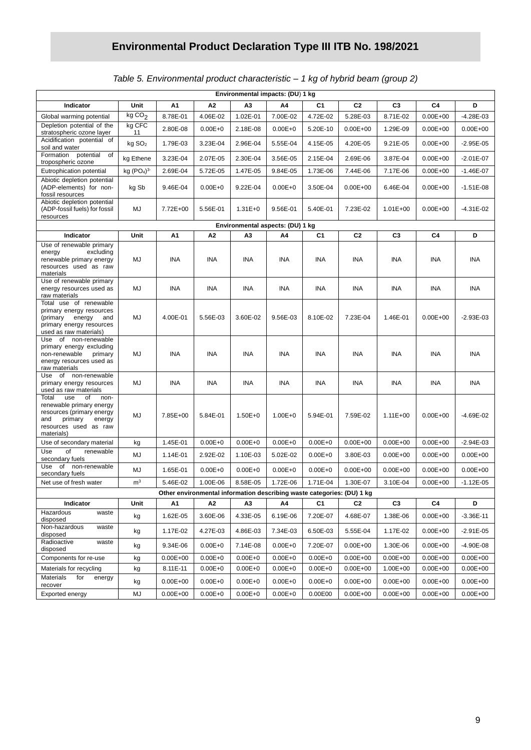# Environmental Product Declaration Type III ITB No. 198/2021

*Table 5. Environmental product characteristic – 1 kg of hybrid beam (group 2)*

| Environmental impacts: (DU) 1 kg | | | | | | | | | | |
|---|---|---|---|---|---|---|---|---|---|---|
| **Indicator** | **Unit** | **A1** | **A2** | **A3** | **A4** | **C1** | **C2** | **C3** | **C4** | **D** |
| Global warming potential | kg $CO_2$ | 8.78E-01 | 4.06E-02 | 1.02E-01 | 7.00E-02 | 4.72E-02 | 5.28E-03 | 8.71E-02 | 0.00E+00 | -4.28E-03 |
| Depletion potential of the stratospheric ozone layer | kg CFC 11 | 2.80E-08 | 0.00E+0 | 2.18E-08 | 0.00E+0 | 5.20E-10 | 0.00E+00 | 1.29E-09 | 0.00E+00 | 0.00E+00 |
| Acidification potential of soil and water | kg $SO_2$ | 1.79E-03 | 3.23E-04 | 2.96E-04 | 5.55E-04 | 4.15E-05 | 4.20E-05 | 9.21E-05 | 0.00E+00 | -2.95E-05 |
| Formation potential of tropospheric ozone | kg Ethene | 3.23E-04 | 2.07E-05 | 2.30E-04 | 3.56E-05 | 2.15E-04 | 2.69E-06 | 3.87E-04 | 0.00E+00 | -2.01E-07 |
| Eutrophication potential | kg $(PO_4)^{3-}$ | 2.69E-04 | 5.72E-05 | 1.47E-05 | 9.84E-05 | 1.73E-06 | 7.44E-06 | 7.17E-06 | 0.00E+00 | -1.46E-07 |
| Abiotic depletion potential (ADP-elements) for non-fossil resources | kg Sb | 9.46E-04 | 0.00E+0 | 9.22E-04 | 0.00E+0 | 3.50E-04 | 0.00E+00 | 6.46E-04 | 0.00E+00 | -1.51E-08 |
| Abiotic depletion potential (ADP-fossil fuels) for fossil resources | MJ | 7.72E+00 | 5.56E-01 | 1.31E+0 | 9.56E-01 | 5.40E-01 | 7.23E-02 | 1.01E+00 | 0.00E+00 | -4.31E-02 |
| **Environmental aspects: (DU) 1 kg** | | | | | | | | | | |
| **Indicator** | **Unit** | **A1** | **A2** | **A3** | **A4** | **C1** | **C2** | **C3** | **C4** | **D** |
| Use of renewable primary energy excluding renewable primary energy resources used as raw materials | MJ | INA | INA | INA | INA | INA | INA | INA | INA | INA |
| Use of renewable primary energy resources used as raw materials | MJ | INA | INA | INA | INA | INA | INA | INA | INA | INA |
| Total use of renewable primary energy resources (primary energy and primary energy resources used as raw materials) | MJ | 4.00E-01 | 5.56E-03 | 3.60E-02 | 9.56E-03 | 8.10E-02 | 7.23E-04 | 1.46E-01 | 0.00E+00 | -2.93E-03 |
| Use of non-renewable primary energy excluding non-renewable primary energy resources used as raw materials | MJ | INA | INA | INA | INA | INA | INA | INA | INA | INA |
| Use of non-renewable primary energy resources used as raw materials | MJ | INA | INA | INA | INA | INA | INA | INA | INA | INA |
| Total use of non-renewable primary energy resources (primary energy and primary energy resources used as raw materials) | MJ | 7.85E+00 | 5.84E-01 | 1.50E+0 | 1.00E+0 | 5.94E-01 | 7.59E-02 | 1.11E+00 | 0.00E+00 | -4.69E-02 |
| Use of secondary material | kg | 1.45E-01 | 0.00E+0 | 0.00E+0 | 0.00E+0 | 0.00E+0 | 0.00E+00 | 0.00E+00 | 0.00E+00 | -2.94E-03 |
| Use of renewable secondary fuels | MJ | 1.14E-01 | 2.92E-02 | 1.10E-03 | 5.02E-02 | 0.00E+0 | 3.80E-03 | 0.00E+00 | 0.00E+00 | 0.00E+00 |
| Use of non-renewable secondary fuels | MJ | 1.65E-01 | 0.00E+0 | 0.00E+0 | 0.00E+0 | 0.00E+0 | 0.00E+00 | 0.00E+00 | 0.00E+00 | 0.00E+00 |
| Net use of fresh water | $m^3$ | 5.46E-02 | 1.00E-06 | 8.58E-05 | 1.72E-06 | 1.71E-04 | 1.30E-07 | 3.10E-04 | 0.00E+00 | -1.12E-05 |
| **Other environmental information describing waste categories: (DU) 1 kg** | | | | | | | | | | |
| **Indicator** | **Unit** | **A1** | **A2** | **A3** | **A4** | **C1** | **C2** | **C3** | **C4** | **D** |
| Hazardous waste disposed | kg | 1.62E-05 | 3.60E-06 | 4.33E-05 | 6.19E-06 | 7.20E-07 | 4.68E-07 | 1.38E-06 | 0.00E+00 | -3.36E-11 |
| Non-hazardous waste disposed | kg | 1.17E-02 | 4.27E-03 | 4.86E-03 | 7.34E-03 | 6.50E-03 | 5.55E-04 | 1.17E-02 | 0.00E+00 | -2.91E-05 |
| Radioactive waste disposed | kg | 9.34E-06 | 0.00E+0 | 7.14E-08 | 0.00E+0 | 7.20E-07 | 0.00E+00 | 1.30E-06 | 0.00E+00 | -4.90E-08 |
| Components for re-use | kg | 0.00E+00 | 0.00E+0 | 0.00E+0 | 0.00E+0 | 0.00E+0 | 0.00E+00 | 0.00E+00 | 0.00E+00 | 0.00E+00 |
| Materials for recycling | kg | 8.11E-11 | 0.00E+0 | 0.00E+0 | 0.00E+0 | 0.00E+0 | 0.00E+00 | 1.00E+00 | 0.00E+00 | 0.00E+00 |
| Materials for energy recover | kg | 0.00E+00 | 0.00E+0 | 0.00E+0 | 0.00E+0 | 0.00E+0 | 0.00E+00 | 0.00E+00 | 0.00E+00 | 0.00E+00 |
| Exported energy | MJ | 0.00E+00 | 0.00E+0 | 0.00E+0 | 0.00E+0 | 0.00E00 | 0.00E+00 | 0.00E+00 | 0.00E+00 | 0.00E+00 |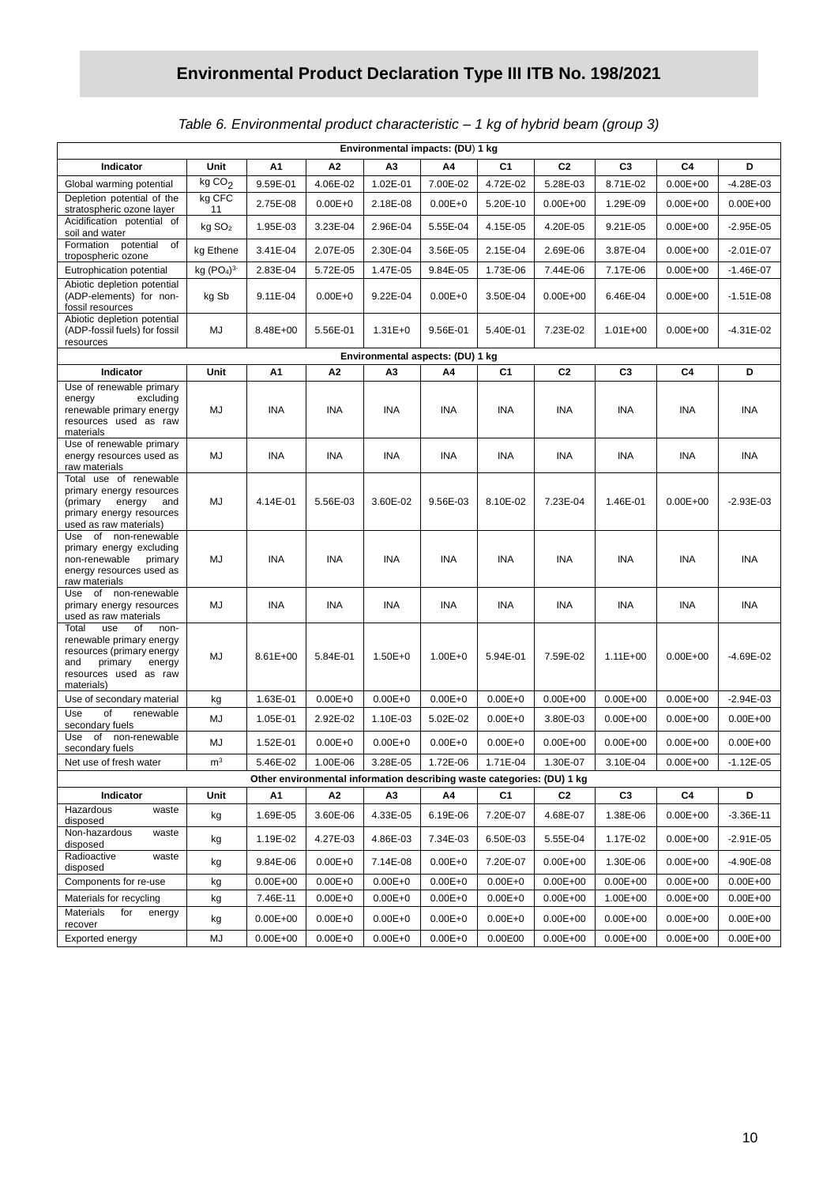# Environmental Product Declaration Type III ITB No. 198/2021

*Table 6. Environmental product characteristic – 1 kg of hybrid beam (group 3)*

| Environmental impacts: (DU) 1 kg | | | | | | | | | | |
|---|---|---|---|---|---|---|---|---|---|---|
| **Indicator** | **Unit** | **A1** | **A2** | **A3** | **A4** | **C1** | **C2** | **C3** | **C4** | **D** |
| Global warming potential | kg $CO_2$ | 9.59E-01 | 4.06E-02 | 1.02E-01 | 7.00E-02 | 4.72E-02 | 5.28E-03 | 8.71E-02 | 0.00E+00 | -4.28E-03 |
| Depletion potential of the stratospheric ozone layer | kg CFC 11 | 2.75E-08 | 0.00E+0 | 2.18E-08 | 0.00E+0 | 5.20E-10 | 0.00E+00 | 1.29E-09 | 0.00E+00 | 0.00E+00 |
| Acidification potential of soil and water | kg $SO_2$ | 1.95E-03 | 3.23E-04 | 2.96E-04 | 5.55E-04 | 4.15E-05 | 4.20E-05 | 9.21E-05 | 0.00E+00 | -2.95E-05 |
| Formation potential of tropospheric ozone | kg Ethene | 3.41E-04 | 2.07E-05 | 2.30E-04 | 3.56E-05 | 2.15E-04 | 2.69E-06 | 3.87E-04 | 0.00E+00 | -2.01E-07 |
| Eutrophication potential | kg $(PO_4)^{3-}$ | 2.83E-04 | 5.72E-05 | 1.47E-05 | 9.84E-05 | 1.73E-06 | 7.44E-06 | 7.17E-06 | 0.00E+00 | -1.46E-07 |
| Abiotic depletion potential (ADP-elements) for non-fossil resources | kg Sb | 9.11E-04 | 0.00E+0 | 9.22E-04 | 0.00E+0 | 3.50E-04 | 0.00E+00 | 6.46E-04 | 0.00E+00 | -1.51E-08 |
| Abiotic depletion potential (ADP-fossil fuels) for fossil resources | MJ | 8.48E+00 | 5.56E-01 | 1.31E+0 | 9.56E-01 | 5.40E-01 | 7.23E-02 | 1.01E+00 | 0.00E+00 | -4.31E-02 |
| **Environmental aspects: (DU) 1 kg** | | | | | | | | | | |
| **Indicator** | **Unit** | **A1** | **A2** | **A3** | **A4** | **C1** | **C2** | **C3** | **C4** | **D** |
| Use of renewable primary energy excluding renewable primary energy resources used as raw materials | MJ | INA | INA | INA | INA | INA | INA | INA | INA | INA |
| Use of renewable primary energy resources used as raw materials | MJ | INA | INA | INA | INA | INA | INA | INA | INA | INA |
| Total use of renewable primary energy resources (primary energy and primary energy resources used as raw materials) | MJ | 4.14E-01 | 5.56E-03 | 3.60E-02 | 9.56E-03 | 8.10E-02 | 7.23E-04 | 1.46E-01 | 0.00E+00 | -2.93E-03 |
| Use of non-renewable primary energy excluding non-renewable primary energy resources used as raw materials | MJ | INA | INA | INA | INA | INA | INA | INA | INA | INA |
| Use of non-renewable primary energy resources used as raw materials | MJ | INA | INA | INA | INA | INA | INA | INA | INA | INA |
| Total use of non-renewable primary energy resources (primary energy and primary energy resources used as raw materials) | MJ | 8.61E+00 | 5.84E-01 | 1.50E+0 | 1.00E+0 | 5.94E-01 | 7.59E-02 | 1.11E+00 | 0.00E+00 | -4.69E-02 |
| Use of secondary material | kg | 1.63E-01 | 0.00E+0 | 0.00E+0 | 0.00E+0 | 0.00E+0 | 0.00E+00 | 0.00E+00 | 0.00E+00 | -2.94E-03 |
| Use of renewable secondary fuels | MJ | 1.05E-01 | 2.92E-02 | 1.10E-03 | 5.02E-02 | 0.00E+0 | 3.80E-03 | 0.00E+00 | 0.00E+00 | 0.00E+00 |
| Use of non-renewable secondary fuels | MJ | 1.52E-01 | 0.00E+0 | 0.00E+0 | 0.00E+0 | 0.00E+0 | 0.00E+00 | 0.00E+00 | 0.00E+00 | 0.00E+00 |
| Net use of fresh water | $m^3$ | 5.46E-02 | 1.00E-06 | 3.28E-05 | 1.72E-06 | 1.71E-04 | 1.30E-07 | 3.10E-04 | 0.00E+00 | -1.12E-05 |
| **Other environmental information describing waste categories: (DU) 1 kg** | | | | | | | | | | |
| **Indicator** | **Unit** | **A1** | **A2** | **A3** | **A4** | **C1** | **C2** | **C3** | **C4** | **D** |
| Hazardous waste disposed | kg | 1.69E-05 | 3.60E-06 | 4.33E-05 | 6.19E-06 | 7.20E-07 | 4.68E-07 | 1.38E-06 | 0.00E+00 | -3.36E-11 |
| Non-hazardous waste disposed | kg | 1.19E-02 | 4.27E-03 | 4.86E-03 | 7.34E-03 | 6.50E-03 | 5.55E-04 | 1.17E-02 | 0.00E+00 | -2.91E-05 |
| Radioactive waste disposed | kg | 9.84E-06 | 0.00E+0 | 7.14E-08 | 0.00E+0 | 7.20E-07 | 0.00E+00 | 1.30E-06 | 0.00E+00 | -4.90E-08 |
| Components for re-use | kg | 0.00E+00 | 0.00E+0 | 0.00E+0 | 0.00E+0 | 0.00E+0 | 0.00E+00 | 0.00E+00 | 0.00E+00 | 0.00E+00 |
| Materials for recycling | kg | 7.46E-11 | 0.00E+0 | 0.00E+0 | 0.00E+0 | 0.00E+0 | 0.00E+00 | 1.00E+00 | 0.00E+00 | 0.00E+00 |
| Materials for energy recover | kg | 0.00E+00 | 0.00E+0 | 0.00E+0 | 0.00E+0 | 0.00E+0 | 0.00E+00 | 0.00E+00 | 0.00E+00 | 0.00E+00 |
| Exported energy | MJ | 0.00E+00 | 0.00E+0 | 0.00E+0 | 0.00E+0 | 0.00E00 | 0.00E+00 | 0.00E+00 | 0.00E+00 | 0.00E+00 |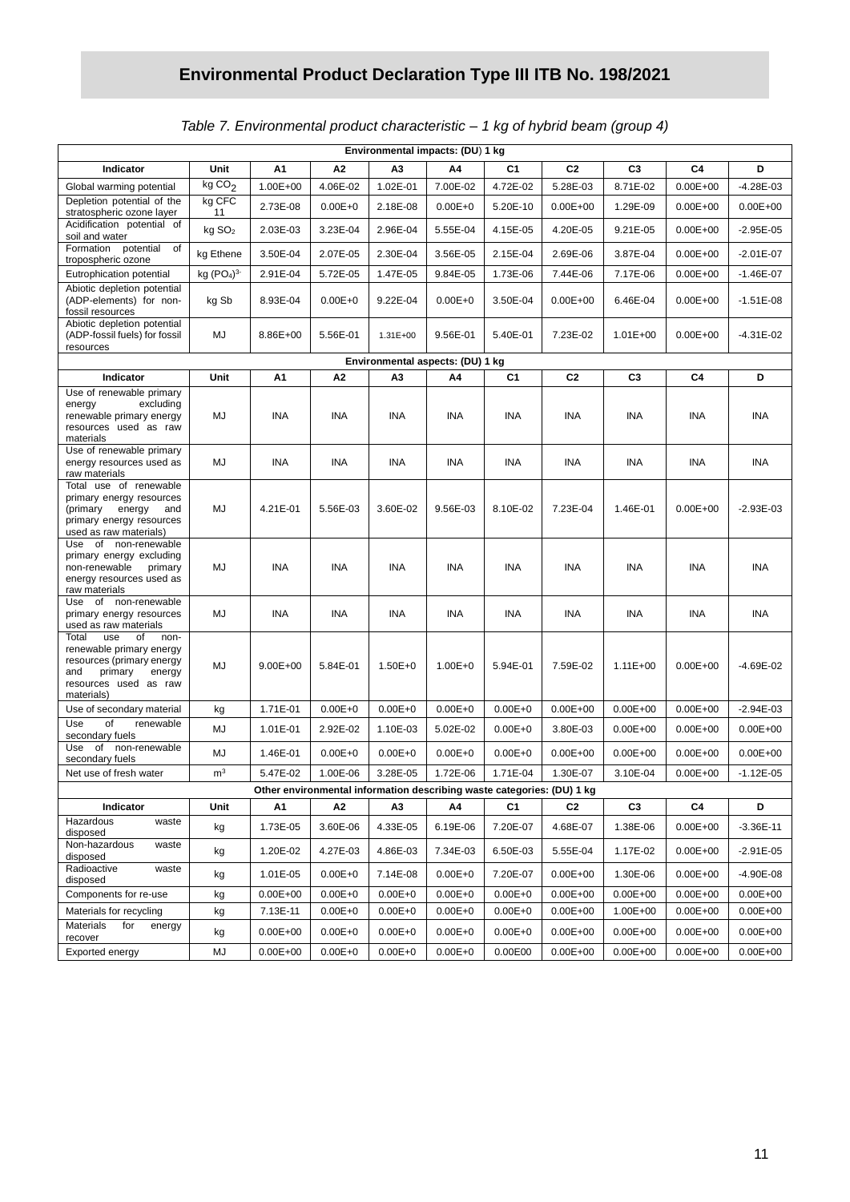# Environmental Product Declaration Type III ITB No. 198/2021

*Table 7. Environmental product characteristic – 1 kg of hybrid beam (group 4)*

| Environmental impacts: (DU) 1 kg | | | | | | | | | | |
|---|---|---|---|---|---|---|---|---|---|---|
| **Indicator** | **Unit** | **A1** | **A2** | **A3** | **A4** | **C1** | **C2** | **C3** | **C4** | **D** |
| Global warming potential | kg $CO_2$ | 1.00E+00 | 4.06E-02 | 1.02E-01 | 7.00E-02 | 4.72E-02 | 5.28E-03 | 8.71E-02 | 0.00E+00 | -4.28E-03 |
| Depletion potential of the stratospheric ozone layer | kg CFC 11 | 2.73E-08 | 0.00E+0 | 2.18E-08 | 0.00E+0 | 5.20E-10 | 0.00E+00 | 1.29E-09 | 0.00E+00 | 0.00E+00 |
| Acidification potential of soil and water | kg $SO_2$ | 2.03E-03 | 3.23E-04 | 2.96E-04 | 5.55E-04 | 4.15E-05 | 4.20E-05 | 9.21E-05 | 0.00E+00 | -2.95E-05 |
| Formation potential of tropospheric ozone | kg Ethene | 3.50E-04 | 2.07E-05 | 2.30E-04 | 3.56E-05 | 2.15E-04 | 2.69E-06 | 3.87E-04 | 0.00E+00 | -2.01E-07 |
| Eutrophication potential | kg $(PO_4)^{3-}$ | 2.91E-04 | 5.72E-05 | 1.47E-05 | 9.84E-05 | 1.73E-06 | 7.44E-06 | 7.17E-06 | 0.00E+00 | -1.46E-07 |
| Abiotic depletion potential (ADP-elements) for non-fossil resources | kg Sb | 8.93E-04 | 0.00E+0 | 9.22E-04 | 0.00E+0 | 3.50E-04 | 0.00E+00 | 6.46E-04 | 0.00E+00 | -1.51E-08 |
| Abiotic depletion potential (ADP-fossil fuels) for fossil resources | MJ | 8.86E+00 | 5.56E-01 | 1.31E+00 | 9.56E-01 | 5.40E-01 | 7.23E-02 | 1.01E+00 | 0.00E+00 | -4.31E-02 |
| **Environmental aspects: (DU) 1 kg** | | | | | | | | | | |
| **Indicator** | **Unit** | **A1** | **A2** | **A3** | **A4** | **C1** | **C2** | **C3** | **C4** | **D** |
| Use of renewable primary energy excluding renewable primary energy resources used as raw materials | MJ | INA | INA | INA | INA | INA | INA | INA | INA | INA |
| Use of renewable primary energy resources used as raw materials | MJ | INA | INA | INA | INA | INA | INA | INA | INA | INA |
| Total use of renewable primary energy resources (primary energy and primary energy resources used as raw materials) | MJ | 4.21E-01 | 5.56E-03 | 3.60E-02 | 9.56E-03 | 8.10E-02 | 7.23E-04 | 1.46E-01 | 0.00E+00 | -2.93E-03 |
| Use of non-renewable primary energy excluding non-renewable primary energy resources used as raw materials | MJ | INA | INA | INA | INA | INA | INA | INA | INA | INA |
| Use of non-renewable primary energy resources used as raw materials | MJ | INA | INA | INA | INA | INA | INA | INA | INA | INA |
| Total use of non-renewable primary energy resources (primary energy and primary energy resources used as raw materials) | MJ | 9.00E+00 | 5.84E-01 | 1.50E+0 | 1.00E+0 | 5.94E-01 | 7.59E-02 | 1.11E+00 | 0.00E+00 | -4.69E-02 |
| Use of secondary material | kg | 1.71E-01 | 0.00E+0 | 0.00E+0 | 0.00E+0 | 0.00E+0 | 0.00E+00 | 0.00E+00 | 0.00E+00 | -2.94E-03 |
| Use of renewable secondary fuels | MJ | 1.01E-01 | 2.92E-02 | 1.10E-03 | 5.02E-02 | 0.00E+0 | 3.80E-03 | 0.00E+00 | 0.00E+00 | 0.00E+00 |
| Use of non-renewable secondary fuels | MJ | 1.46E-01 | 0.00E+0 | 0.00E+0 | 0.00E+0 | 0.00E+0 | 0.00E+00 | 0.00E+00 | 0.00E+00 | 0.00E+00 |
| Net use of fresh water | $m^3$ | 5.47E-02 | 1.00E-06 | 3.28E-05 | 1.72E-06 | 1.71E-04 | 1.30E-07 | 3.10E-04 | 0.00E+00 | -1.12E-05 |
| **Other environmental information describing waste categories: (DU) 1 kg** | | | | | | | | | | |
| **Indicator** | **Unit** | **A1** | **A2** | **A3** | **A4** | **C1** | **C2** | **C3** | **C4** | **D** |
| Hazardous waste disposed | kg | 1.73E-05 | 3.60E-06 | 4.33E-05 | 6.19E-06 | 7.20E-07 | 4.68E-07 | 1.38E-06 | 0.00E+00 | -3.36E-11 |
| Non-hazardous waste disposed | kg | 1.20E-02 | 4.27E-03 | 4.86E-03 | 7.34E-03 | 6.50E-03 | 5.55E-04 | 1.17E-02 | 0.00E+00 | -2.91E-05 |
| Radioactive waste disposed | kg | 1.01E-05 | 0.00E+0 | 7.14E-08 | 0.00E+0 | 7.20E-07 | 0.00E+00 | 1.30E-06 | 0.00E+00 | -4.90E-08 |
| Components for re-use | kg | 0.00E+00 | 0.00E+0 | 0.00E+0 | 0.00E+0 | 0.00E+0 | 0.00E+00 | 0.00E+00 | 0.00E+00 | 0.00E+00 |
| Materials for recycling | kg | 7.13E-11 | 0.00E+0 | 0.00E+0 | 0.00E+0 | 0.00E+0 | 0.00E+00 | 1.00E+00 | 0.00E+00 | 0.00E+00 |
| Materials for energy recover | kg | 0.00E+00 | 0.00E+0 | 0.00E+0 | 0.00E+0 | 0.00E+0 | 0.00E+00 | 0.00E+00 | 0.00E+00 | 0.00E+00 |
| Exported energy | MJ | 0.00E+00 | 0.00E+0 | 0.00E+0 | 0.00E+0 | 0.00E00 | 0.00E+00 | 0.00E+00 | 0.00E+00 | 0.00E+00 |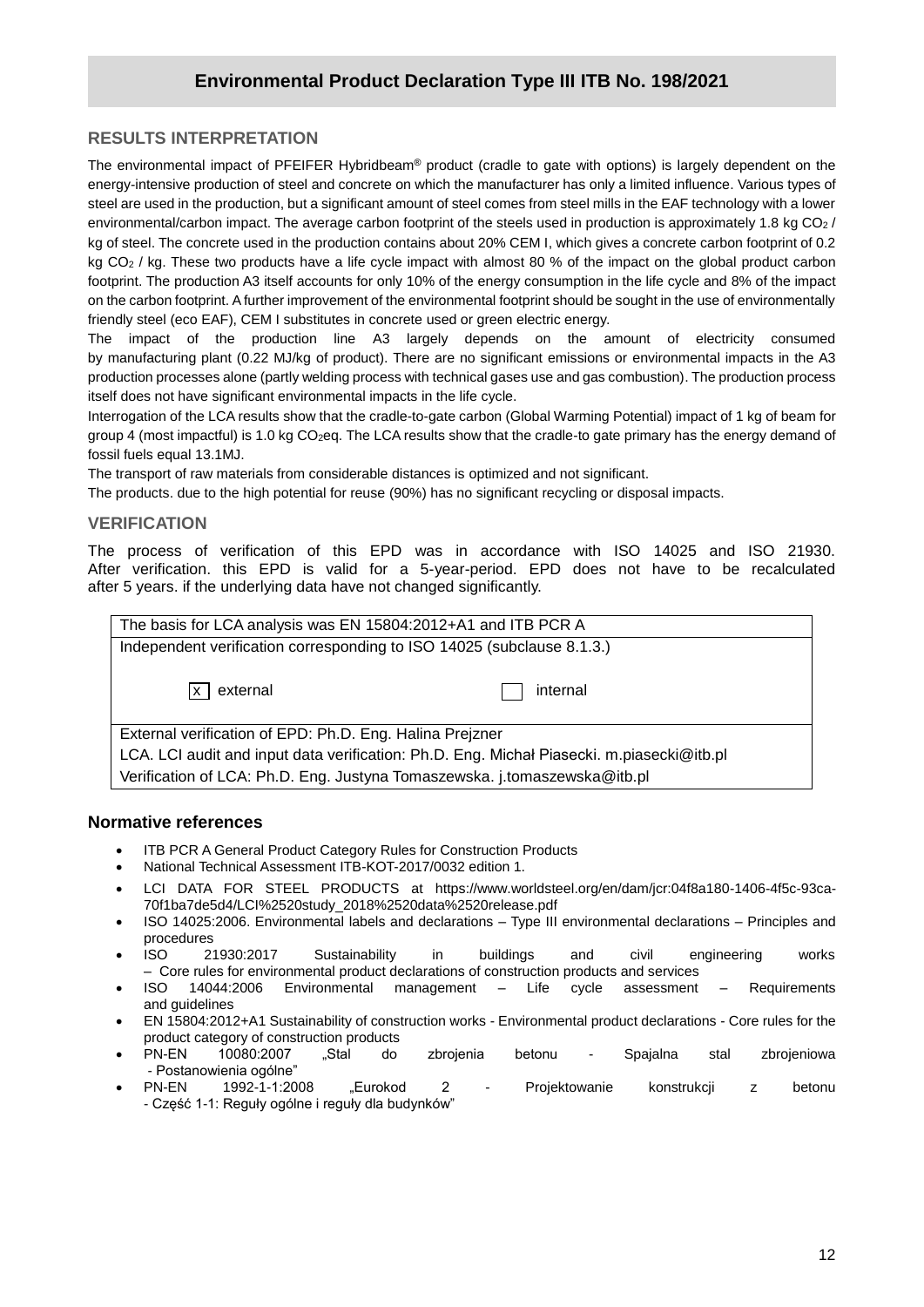## Environmental Product Declaration Type III ITB No. 198/2021

### RESULTS INTERPRETATION

The environmental impact of PFEIFER Hybridbeam® product (cradle to gate with options) is largely dependent on the energy-intensive production of steel and concrete on which the manufacturer has only a limited influence. Various types of steel are used in the production, but a significant amount of steel comes from steel mills in the EAF technology with a lower environmental/carbon impact. The average carbon footprint of the steels used in production is approximately 1.8 kg $CO_2$ / kg of steel. The concrete used in the production contains about 20% CEM I, which gives a concrete carbon footprint of 0.2 kg $CO_2$ / kg. These two products have a life cycle impact with almost 80 % of the impact on the global product carbon footprint. The production A3 itself accounts for only 10% of the energy consumption in the life cycle and 8% of the impact on the carbon footprint. A further improvement of the environmental footprint should be sought in the use of environmentally friendly steel (eco EAF), CEM I substitutes in concrete used or green electric energy.

The impact of the production line A3 largely depends on the amount of electricity consumed by manufacturing plant (0.22 MJ/kg of product). There are no significant emissions or environmental impacts in the A3 production processes alone (partly welding process with technical gases use and gas combustion). The production process itself does not have significant environmental impacts in the life cycle.

Interrogation of the LCA results show that the cradle-to-gate carbon (Global Warming Potential) impact of 1 kg of beam for group 4 (most impactful) is 1.0 kg $CO_2$eq. The LCA results show that the cradle-to gate primary has the energy demand of fossil fuels equal 13.1MJ.

The transport of raw materials from considerable distances is optimized and not significant.

The products. due to the high potential for reuse (90%) has no significant recycling or disposal impacts.

### VERIFICATION

The process of verification of this EPD was in accordance with ISO 14025 and ISO 21930. After verification. this EPD is valid for a 5-year-period. EPD does not have to be recalculated after 5 years. if the underlying data have not changed significantly.

| The basis for LCA analysis was EN 15804:2012+A1 and ITB PCR A | |
|---|---|
| Independent verification corresponding to ISO 14025 (subclause 8.1.3.) | |
| [x] external | [ ] internal |
| External verification of EPD: Ph.D. Eng. Halina Prejzner | |
| LCA. LCI audit and input data verification: Ph.D. Eng. Michał Piasecki. m.piasecki@itb.pl | |
| Verification of LCA: Ph.D. Eng. Justyna Tomaszewska. j.tomaszewska@itb.pl | |

### Normative references

- ITB PCR A General Product Category Rules for Construction Products
- National Technical Assessment ITB-KOT-2017/0032 edition 1.
- LCI DATA FOR STEEL PRODUCTS at https://www.worldsteel.org/en/dam/jcr:04f8a180-1406-4f5c-93ca-70f1ba7de5d4/LCI%2520study_2018%2520data%2520release.pdf
- ISO 14025:2006. Environmental labels and declarations – Type III environmental declarations – Principles and procedures
- ISO 21930:2017 Sustainability in buildings and civil engineering works – Core rules for environmental product declarations of construction products and services
- ISO 14044:2006 Environmental management – Life cycle assessment – Requirements and guidelines
- EN 15804:2012+A1 Sustainability of construction works - Environmental product declarations - Core rules for the product category of construction products
- PN-EN 10080:2007 „Stal do zbrojenia betonu - Spajalna stal zbrojeniowa - Postanowienia ogólne"
- PN-EN 1992-1-1:2008 „Eurokod 2 - Projektowanie konstrukcji z betonu - Część 1-1: Reguły ogólne i reguły dla budynków"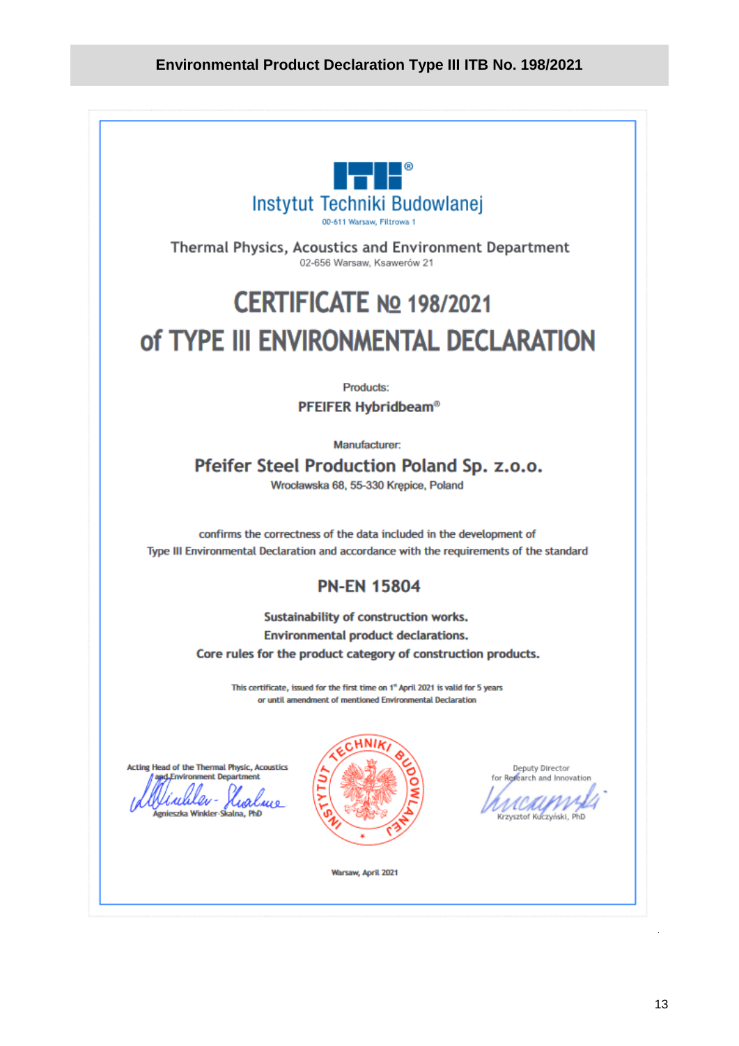Instytut Techniki Budowlanej
00-611 Warsaw, Filtrowa 1

Thermal Physics, Acoustics and Environment Department
02-656 Warsaw, Ksawerów 21

# CERTIFICATE № 198/2021
# of TYPE III ENVIRONMENTAL DECLARATION

Products:

**PFEIFER Hybridbeam®**

Manufacturer:

**Pfeifer Steel Production Poland Sp. z.o.o.**

Wrocławska 68, 55-330 Krępice, Poland

confirms the correctness of the data included in the development of
Type III Environmental Declaration and accordance with the requirements of the standard

**PN-EN 15804**

**Sustainability of construction works.**
**Environmental product declarations.**
**Core rules for the product category of construction products.**

This certificate, issued for the first time on 1st April 2021 is valid for 5 years
or until amendment of mentioned Environmental Declaration

Acting Head of the Thermal Physic, Acoustics and Environment Department
Agnieszka Winkler-Skalna, PhD

INSTYTUT TECHNIKI BUDOWLANEJ

Deputy Director for Research and Innovation
Krzysztof Kuczyński, PhD

Warsaw, April 2021